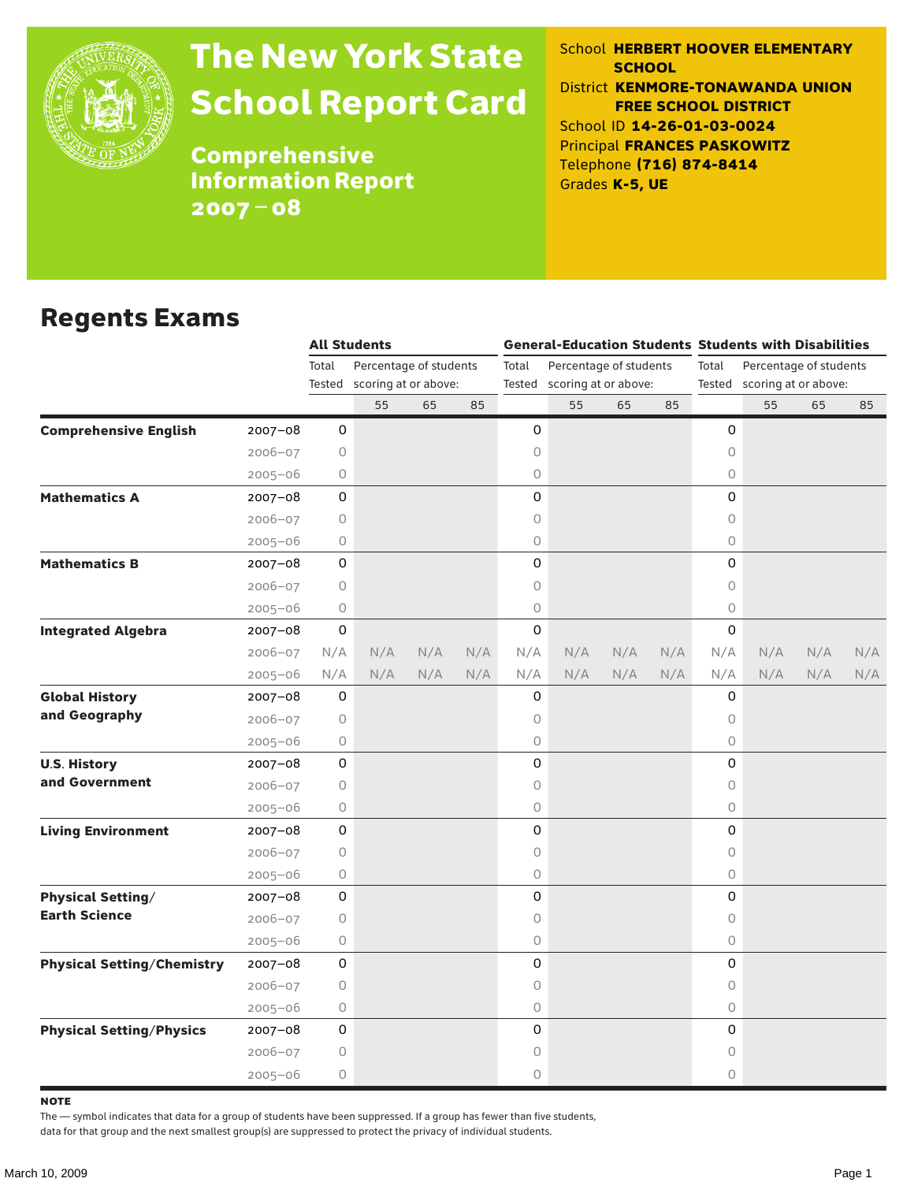# The New York State School Report Card

**Comprehensive Information Report 2007 – 08**

School **HERBERT HOOVER ELEMENTARY SCHOOL**
District **KENMORE-TONAWANDA UNION FREE SCHOOL DISTRICT**
School ID **14-26-01-03-0024**
Principal **FRANCES PASKOWITZ**
Telephone **(716) 874-8414**
Grades **K-5, UE**

## Regents Exams

| | | All Students | | | | General-Education Students | | | | Students with Disabilities | | | |
|---|---|---|---|---|---|---|---|---|---|---|---|---|---|
| | | Total Tested | Percentage of students scoring at or above: | | | Total Tested | Percentage of students scoring at or above: | | | Total Tested | Percentage of students scoring at or above: | | |
| | | | 55 | 65 | 85 | | 55 | 65 | 85 | | 55 | 65 | 85 |
| **Comprehensive English** | 2007–08 | 0 | | | | 0 | | | | 0 | | | |
| | 2006–07 | 0 | | | | 0 | | | | 0 | | | |
| | 2005–06 | 0 | | | | 0 | | | | 0 | | | |
| **Mathematics A** | 2007–08 | 0 | | | | 0 | | | | 0 | | | |
| | 2006–07 | 0 | | | | 0 | | | | 0 | | | |
| | 2005–06 | 0 | | | | 0 | | | | 0 | | | |
| **Mathematics B** | 2007–08 | 0 | | | | 0 | | | | 0 | | | |
| | 2006–07 | 0 | | | | 0 | | | | 0 | | | |
| | 2005–06 | 0 | | | | 0 | | | | 0 | | | |
| **Integrated Algebra** | 2007–08 | 0 | | | | 0 | | | | 0 | | | |
| | 2006–07 | N/A | N/A | N/A | N/A | N/A | N/A | N/A | N/A | N/A | N/A | N/A | N/A |
| | 2005–06 | N/A | N/A | N/A | N/A | N/A | N/A | N/A | N/A | N/A | N/A | N/A | N/A |
| **Global History and Geography** | 2007–08 | 0 | | | | 0 | | | | 0 | | | |
| | 2006–07 | 0 | | | | 0 | | | | 0 | | | |
| | 2005–06 | 0 | | | | 0 | | | | 0 | | | |
| **U.S. History and Government** | 2007–08 | 0 | | | | 0 | | | | 0 | | | |
| | 2006–07 | 0 | | | | 0 | | | | 0 | | | |
| | 2005–06 | 0 | | | | 0 | | | | 0 | | | |
| **Living Environment** | 2007–08 | 0 | | | | 0 | | | | 0 | | | |
| | 2006–07 | 0 | | | | 0 | | | | 0 | | | |
| | 2005–06 | 0 | | | | 0 | | | | 0 | | | |
| **Physical Setting/ Earth Science** | 2007–08 | 0 | | | | 0 | | | | 0 | | | |
| | 2006–07 | 0 | | | | 0 | | | | 0 | | | |
| | 2005–06 | 0 | | | | 0 | | | | 0 | | | |
| **Physical Setting/Chemistry** | 2007–08 | 0 | | | | 0 | | | | 0 | | | |
| | 2006–07 | 0 | | | | 0 | | | | 0 | | | |
| | 2005–06 | 0 | | | | 0 | | | | 0 | | | |
| **Physical Setting/Physics** | 2007–08 | 0 | | | | 0 | | | | 0 | | | |
| | 2006–07 | 0 | | | | 0 | | | | 0 | | | |
| | 2005–06 | 0 | | | | 0 | | | | 0 | | | |

**NOTE**

The — symbol indicates that data for a group of students have been suppressed. If a group has fewer than five students, data for that group and the next smallest group(s) are suppressed to protect the privacy of individual students.

March 10, 2009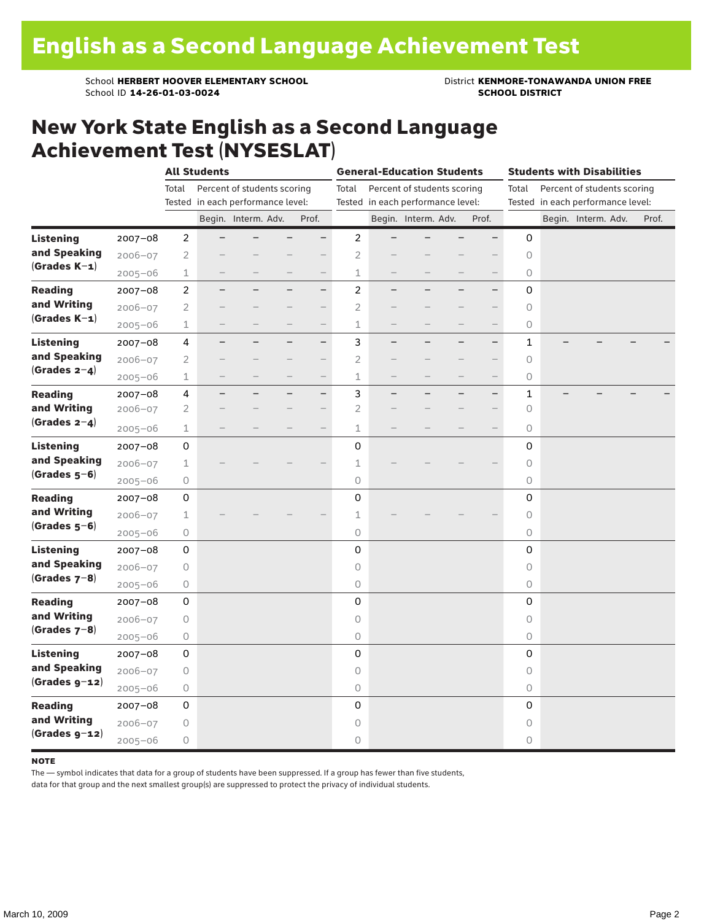# English as a Second Language Achievement Test

School **HERBERT HOOVER ELEMENTARY SCHOOL**
School ID **14-26-01-03-0024**

District **KENMORE-TONAWANDA UNION FREE SCHOOL DISTRICT**

## New York State English as a Second Language Achievement Test (NYSESLAT)

| | | All Students | | | | | General-Education Students | | | | | Students with Disabilities | | | | |
|---|---|---|---|---|---|---|---|---|---|---|---|---|---|---|---|---|
| | | Total Tested | Percent of students scoring in each performance level: | | | | Total Tested | Percent of students scoring in each performance level: | | | | Total Tested | Percent of students scoring in each performance level: | | | |
| | | | Begin. | Interm. | Adv. | Prof. | | Begin. | Interm. | Adv. | Prof. | | Begin. | Interm. | Adv. | Prof. |
| **Listening and Speaking (Grades K–1)** | 2007–08 | 2 | – | – | – | – | 2 | – | – | – | – | 0 | | | | |
| | 2006–07 | 2 | – | – | – | – | 2 | – | – | – | – | 0 | | | | |
| | 2005–06 | 1 | – | – | – | – | 1 | – | – | – | – | 0 | | | | |
| **Reading and Writing (Grades K–1)** | 2007–08 | 2 | – | – | – | – | 2 | – | – | – | – | 0 | | | | |
| | 2006–07 | 2 | – | – | – | – | 2 | – | – | – | – | 0 | | | | |
| | 2005–06 | 1 | – | – | – | – | 1 | – | – | – | – | 0 | | | | |
| **Listening and Speaking (Grades 2–4)** | 2007–08 | 4 | – | – | – | – | 3 | – | – | – | – | 1 | – | – | – | – |
| | 2006–07 | 2 | – | – | – | – | 2 | – | – | – | – | 0 | | | | |
| | 2005–06 | 1 | – | – | – | – | 1 | – | – | – | – | 0 | | | | |
| **Reading and Writing (Grades 2–4)** | 2007–08 | 4 | – | – | – | – | 3 | – | – | – | – | 1 | – | – | – | – |
| | 2006–07 | 2 | – | – | – | – | 2 | – | – | – | – | 0 | | | | |
| | 2005–06 | 1 | – | – | – | – | 1 | – | – | – | – | 0 | | | | |
| **Listening and Speaking (Grades 5–6)** | 2007–08 | 0 | | | | | 0 | | | | | 0 | | | | |
| | 2006–07 | 1 | – | – | – | – | 1 | – | – | – | – | 0 | | | | |
| | 2005–06 | 0 | | | | | 0 | | | | | 0 | | | | |
| **Reading and Writing (Grades 5–6)** | 2007–08 | 0 | | | | | 0 | | | | | 0 | | | | |
| | 2006–07 | 1 | – | – | – | – | 1 | – | – | – | – | 0 | | | | |
| | 2005–06 | 0 | | | | | 0 | | | | | 0 | | | | |
| **Listening and Speaking (Grades 7–8)** | 2007–08 | 0 | | | | | 0 | | | | | 0 | | | | |
| | 2006–07 | 0 | | | | | 0 | | | | | 0 | | | | |
| | 2005–06 | 0 | | | | | 0 | | | | | 0 | | | | |
| **Reading and Writing (Grades 7–8)** | 2007–08 | 0 | | | | | 0 | | | | | 0 | | | | |
| | 2006–07 | 0 | | | | | 0 | | | | | 0 | | | | |
| | 2005–06 | 0 | | | | | 0 | | | | | 0 | | | | |
| **Listening and Speaking (Grades 9–12)** | 2007–08 | 0 | | | | | 0 | | | | | 0 | | | | |
| | 2006–07 | 0 | | | | | 0 | | | | | 0 | | | | |
| | 2005–06 | 0 | | | | | 0 | | | | | 0 | | | | |
| **Reading and Writing (Grades 9–12)** | 2007–08 | 0 | | | | | 0 | | | | | 0 | | | | |
| | 2006–07 | 0 | | | | | 0 | | | | | 0 | | | | |
| | 2005–06 | 0 | | | | | 0 | | | | | 0 | | | | |

**NOTE**

The — symbol indicates that data for a group of students have been suppressed. If a group has fewer than five students, data for that group and the next smallest group(s) are suppressed to protect the privacy of individual students.

March 10, 2009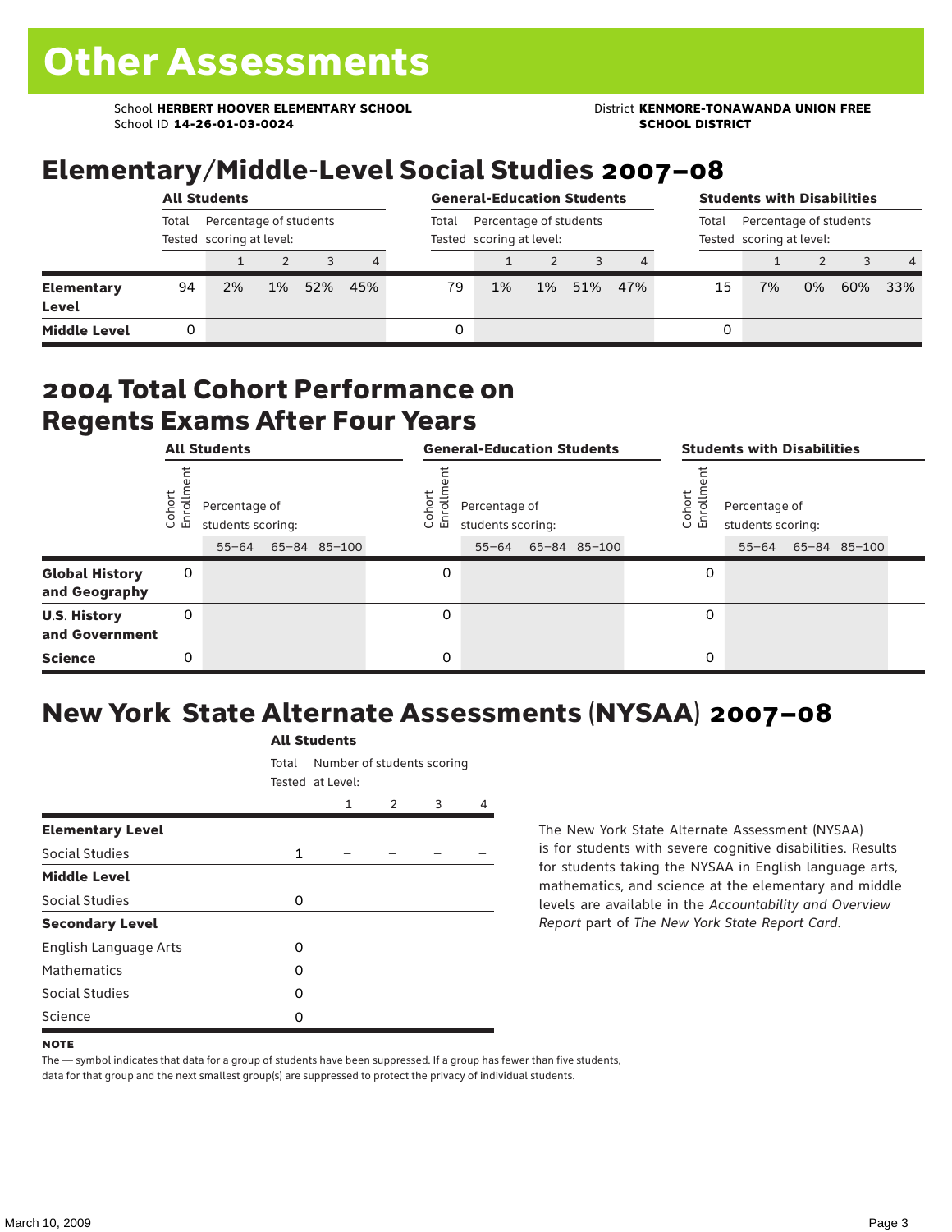# Other Assessments

School **HERBERT HOOVER ELEMENTARY SCHOOL**
School ID **14-26-01-03-0024**

District **KENMORE-TONAWANDA UNION FREE SCHOOL DISTRICT**

## Elementary/Middle-Level Social Studies 2007–08

| | All Students | | | | | General-Education Students | | | | | Students with Disabilities | | | | |
|---|---|---|---|---|---|---|---|---|---|---|---|---|---|---|---|
| | Total Tested | Percentage of students scoring at level: | | | | Total Tested | Percentage of students scoring at level: | | | | Total Tested | Percentage of students scoring at level: | | | |
| | | 1 | 2 | 3 | 4 | | 1 | 2 | 3 | 4 | | 1 | 2 | 3 | 4 |
| **Elementary Level** | 94 | 2% | 1% | 52% | 45% | 79 | 1% | 1% | 51% | 47% | 15 | 7% | 0% | 60% | 33% |
| **Middle Level** | 0 | | | | | 0 | | | | | 0 | | | | |

## 2004 Total Cohort Performance on Regents Exams After Four Years

| | All Students | | | | General-Education Students | | | | Students with Disabilities | | | |
|---|---|---|---|---|---|---|---|---|---|---|---|---|
| | Cohort Enrollment | Percentage of students scoring: | | | Cohort Enrollment | Percentage of students scoring: | | | Cohort Enrollment | Percentage of students scoring: | | |
| | | 55–64 | 65–84 | 85–100 | | 55–64 | 65–84 | 85–100 | | 55–64 | 65–84 | 85–100 |
| **Global History and Geography** | 0 | | | | 0 | | | | 0 | | | |
| **U.S. History and Government** | 0 | | | | 0 | | | | 0 | | | |
| **Science** | 0 | | | | 0 | | | | 0 | | | |

## New York State Alternate Assessments (NYSAA) 2007–08

| | All Students | | | | |
|---|---|---|---|---|---|
| | Total Tested | Number of students scoring at Level: | | | |
| | | 1 | 2 | 3 | 4 |
| **Elementary Level** | | | | | |
| Social Studies | 1 | – | – | – | – |
| **Middle Level** | | | | | |
| Social Studies | 0 | | | | |
| **Secondary Level** | | | | | |
| English Language Arts | 0 | | | | |
| Mathematics | 0 | | | | |
| Social Studies | 0 | | | | |
| Science | 0 | | | | |

The New York State Alternate Assessment (NYSAA) is for students with severe cognitive disabilities. Results for students taking the NYSAA in English language arts, mathematics, and science at the elementary and middle levels are available in the *Accountability and Overview Report* part of *The New York State Report Card*.

**NOTE**

The — symbol indicates that data for a group of students have been suppressed. If a group has fewer than five students, data for that group and the next smallest group(s) are suppressed to protect the privacy of individual students.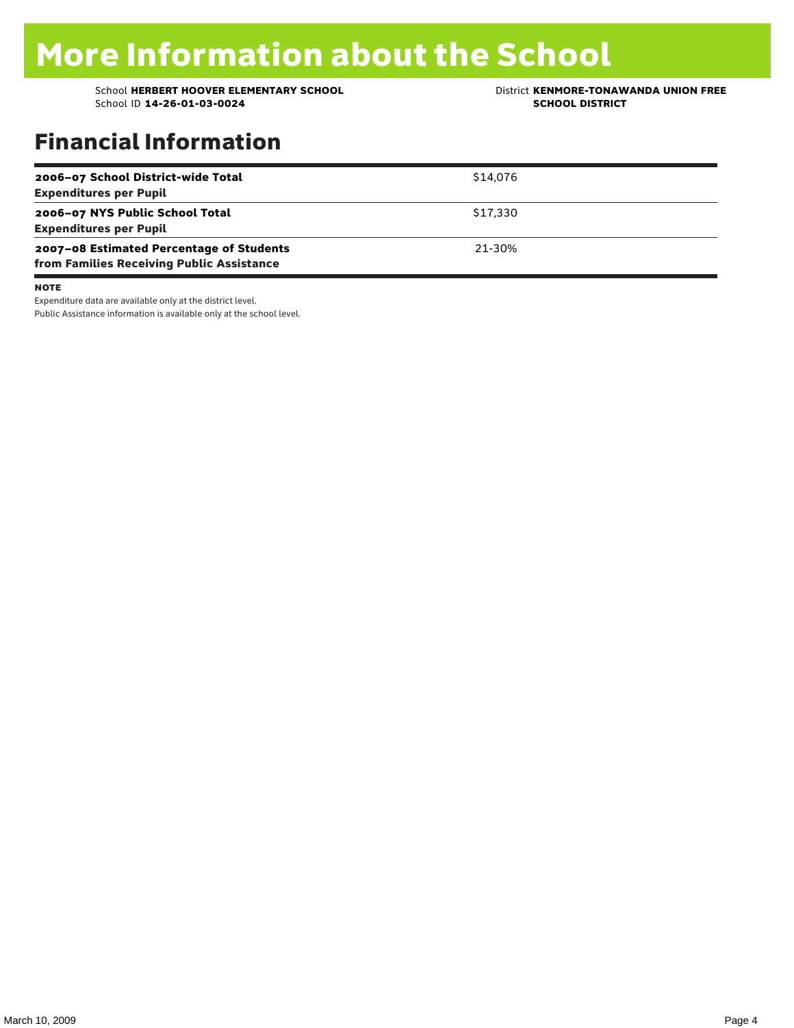# More Information about the School

School **HERBERT HOOVER ELEMENTARY SCHOOL**
School ID **14-26-01-03-0024**

District **KENMORE-TONAWANDA UNION FREE SCHOOL DISTRICT**

## Financial Information

| | |
|---|---|
| **2006–07 School District-wide Total Expenditures per Pupil** | $14,076 |
| **2006–07 NYS Public School Total Expenditures per Pupil** | $17,330 |
| **2007–08 Estimated Percentage of Students from Families Receiving Public Assistance** | 21-30% |

**NOTE**

Expenditure data are available only at the district level.

Public Assistance information is available only at the school level.